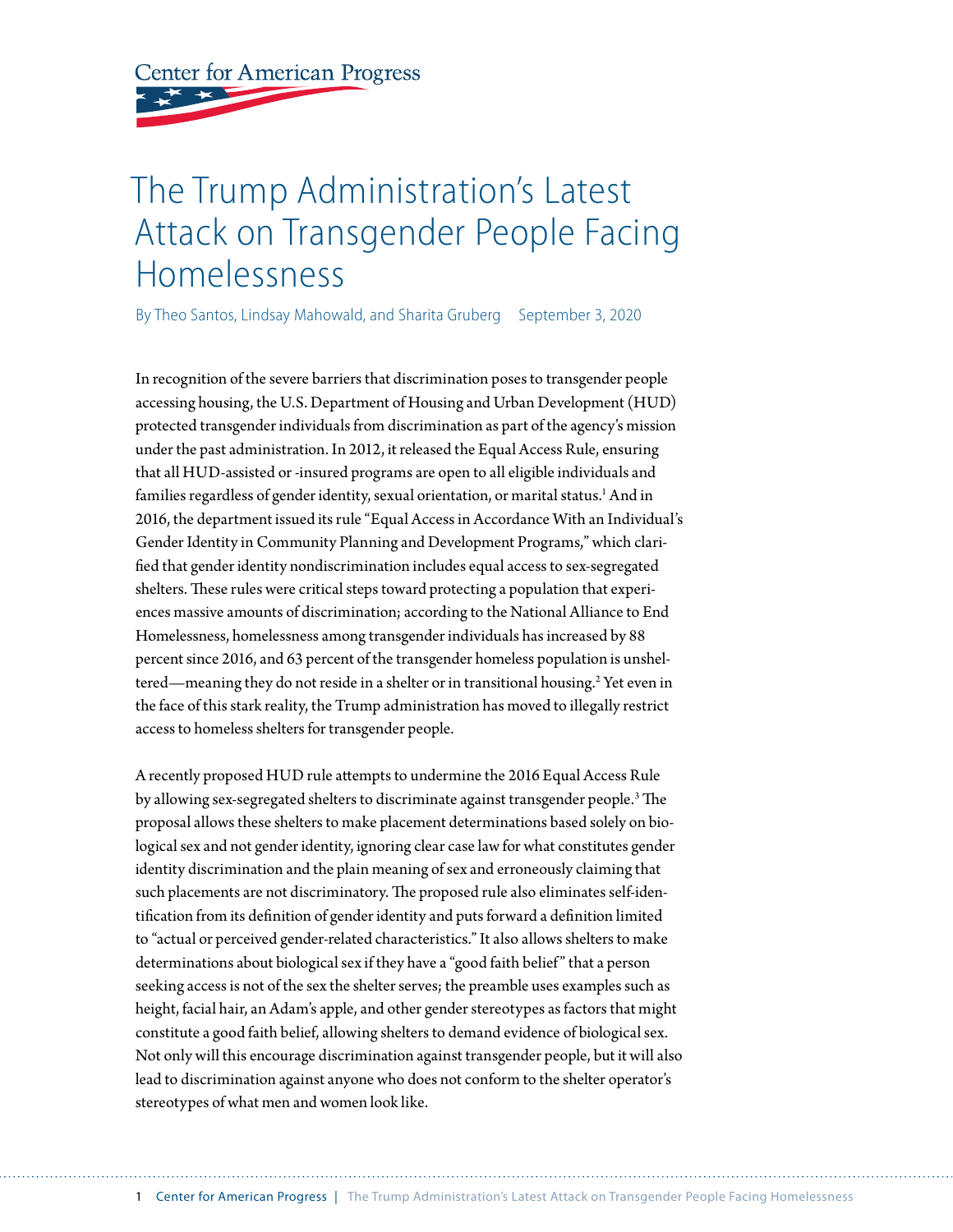Center for American Progress

# The Trump Administration's Latest Attack on Transgender People Facing Homelessness

By Theo Santos, Lindsay Mahowald, and Sharita Gruberg    September 3, 2020

In recognition of the severe barriers that discrimination poses to transgender people accessing housing, the U.S. Department of Housing and Urban Development (HUD) protected transgender individuals from discrimination as part of the agency's mission under the past administration. In 2012, it released the Equal Access Rule, ensuring that all HUD-assisted or -insured programs are open to all eligible individuals and families regardless of gender identity, sexual orientation, or marital status.[1] And in 2016, the department issued its rule "Equal Access in Accordance With an Individual's Gender Identity in Community Planning and Development Programs," which clarified that gender identity nondiscrimination includes equal access to sex-segregated shelters. These rules were critical steps toward protecting a population that experiences massive amounts of discrimination; according to the National Alliance to End Homelessness, homelessness among transgender individuals has increased by 88 percent since 2016, and 63 percent of the transgender homeless population is unsheltered—meaning they do not reside in a shelter or in transitional housing.[2] Yet even in the face of this stark reality, the Trump administration has moved to illegally restrict access to homeless shelters for transgender people.

A recently proposed HUD rule attempts to undermine the 2016 Equal Access Rule by allowing sex-segregated shelters to discriminate against transgender people.[3] The proposal allows these shelters to make placement determinations based solely on biological sex and not gender identity, ignoring clear case law for what constitutes gender identity discrimination and the plain meaning of sex and erroneously claiming that such placements are not discriminatory. The proposed rule also eliminates self-identification from its definition of gender identity and puts forward a definition limited to "actual or perceived gender-related characteristics." It also allows shelters to make determinations about biological sex if they have a "good faith belief" that a person seeking access is not of the sex the shelter serves; the preamble uses examples such as height, facial hair, an Adam's apple, and other gender stereotypes as factors that might constitute a good faith belief, allowing shelters to demand evidence of biological sex. Not only will this encourage discrimination against transgender people, but it will also lead to discrimination against anyone who does not conform to the shelter operator's stereotypes of what men and women look like.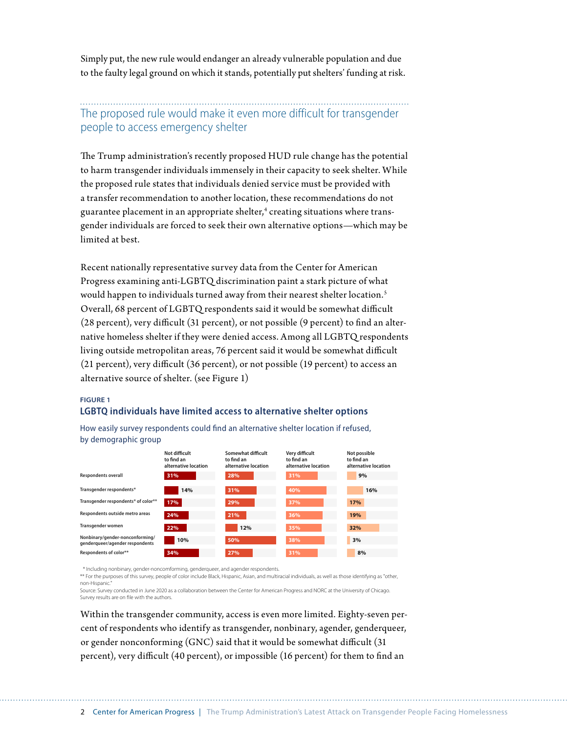Simply put, the new rule would endanger an already vulnerable population and due to the faulty legal ground on which it stands, potentially put shelters' funding at risk.

## The proposed rule would make it even more difficult for transgender people to access emergency shelter

The Trump administration's recently proposed HUD rule change has the potential to harm transgender individuals immensely in their capacity to seek shelter. While the proposed rule states that individuals denied service must be provided with a transfer recommendation to another location, these recommendations do not guarantee placement in an appropriate shelter,[4] creating situations where transgender individuals are forced to seek their own alternative options—which may be limited at best.

Recent nationally representative survey data from the Center for American Progress examining anti-LGBTQ discrimination paint a stark picture of what would happen to individuals turned away from their nearest shelter location.[5] Overall, 68 percent of LGBTQ respondents said it would be somewhat difficult (28 percent), very difficult (31 percent), or not possible (9 percent) to find an alternative homeless shelter if they were denied access. Among all LGBTQ respondents living outside metropolitan areas, 76 percent said it would be somewhat difficult (21 percent), very difficult (36 percent), or not possible (19 percent) to access an alternative source of shelter. (see Figure 1)

**FIGURE 1**

### LGBTQ individuals have limited access to alternative shelter options

How easily survey respondents could find an alternative shelter location if refused, by demographic group

| | Not difficult to find an alternative location | Somewhat difficult to find an alternative location | Very difficult to find an alternative location | Not possible to find an alternative location |
|---|---|---|---|---|
| Respondents overall | 31% | 28% | 31% | 9% |
| Transgender respondents* | 14% | 31% | 40% | 16% |
| Transgender respondents* of color** | 17% | 29% | 37% | 17% |
| Respondents outside metro areas | 24% | 21% | 36% | 19% |
| Transgender women | 22% | 12% | 35% | 32% |
| Nonbinary/gender-nonconforming/genderqueer/agender respondents | 10% | 50% | 38% | 3% |
| Respondents of color** | 34% | 27% | 31% | 8% |

\* Including nonbinary, gender-noncomforming, genderqueer, and agender respondents.

** For the purposes of this survey, people of color include Black, Hispanic, Asian, and multiracial individuals, as well as those identifying as "other, non-Hispanic."

Source: Survey conducted in June 2020 as a collaboration between the Center for American Progress and NORC at the University of Chicago. Survey results are on file with the authors.

Within the transgender community, access is even more limited. Eighty-seven percent of respondents who identify as transgender, nonbinary, agender, genderqueer, or gender nonconforming (GNC) said that it would be somewhat difficult (31 percent), very difficult (40 percent), or impossible (16 percent) for them to find an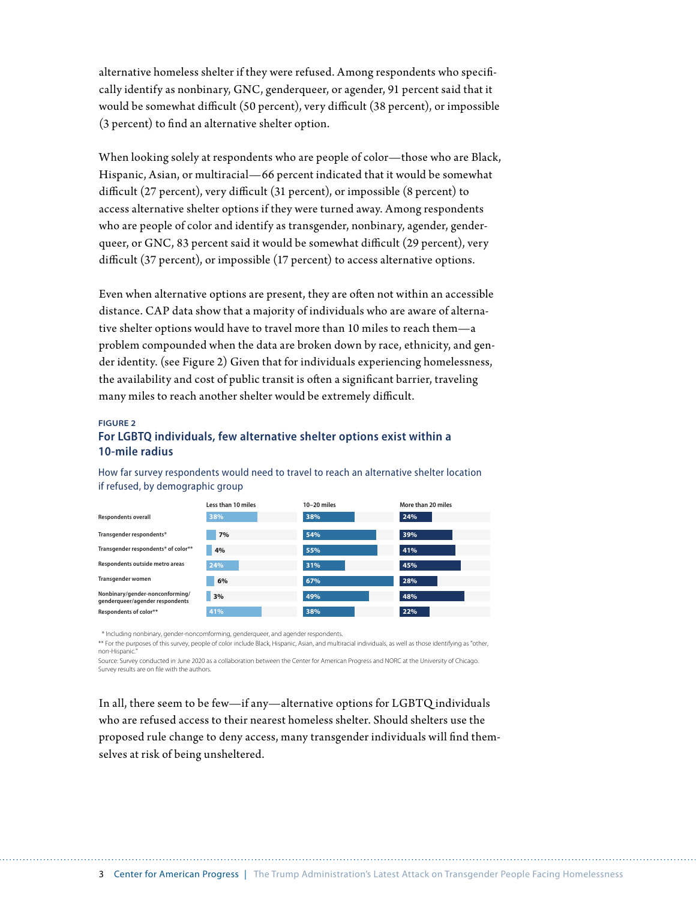alternative homeless shelter if they were refused. Among respondents who specifically identify as nonbinary, GNC, genderqueer, or agender, 91 percent said that it would be somewhat difficult (50 percent), very difficult (38 percent), or impossible (3 percent) to find an alternative shelter option.

When looking solely at respondents who are people of color—those who are Black, Hispanic, Asian, or multiracial—66 percent indicated that it would be somewhat difficult (27 percent), very difficult (31 percent), or impossible (8 percent) to access alternative shelter options if they were turned away. Among respondents who are people of color and identify as transgender, nonbinary, agender, genderqueer, or GNC, 83 percent said it would be somewhat difficult (29 percent), very difficult (37 percent), or impossible (17 percent) to access alternative options.

Even when alternative options are present, they are often not within an accessible distance. CAP data show that a majority of individuals who are aware of alternative shelter options would have to travel more than 10 miles to reach them—a problem compounded when the data are broken down by race, ethnicity, and gender identity. (see Figure 2) Given that for individuals experiencing homelessness, the availability and cost of public transit is often a significant barrier, traveling many miles to reach another shelter would be extremely difficult.

**FIGURE 2**

## For LGBTQ individuals, few alternative shelter options exist within a 10-mile radius

How far survey respondents would need to travel to reach an alternative shelter location if refused, by demographic group

| | Less than 10 miles | 10–20 miles | More than 20 miles |
|---|---|---|---|
| Respondents overall | 38% | 38% | 24% |
| Transgender respondents* | 7% | 54% | 39% |
| Transgender respondents* of color** | 4% | 55% | 41% |
| Respondents outside metro areas | 24% | 31% | 45% |
| Transgender women | 6% | 67% | 28% |
| Nonbinary/gender-nonconforming/genderqueer/agender respondents | 3% | 49% | 48% |
| Respondents of color** | 41% | 38% | 22% |

\* Including nonbinary, gender-noncomforming, genderqueer, and agender respondents.

\*\* For the purposes of this survey, people of color include Black, Hispanic, Asian, and multiracial individuals, as well as those identifying as "other, non-Hispanic."

Source: Survey conducted in June 2020 as a collaboration between the Center for American Progress and NORC at the University of Chicago. Survey results are on file with the authors.

In all, there seem to be few—if any—alternative options for LGBTQ individuals who are refused access to their nearest homeless shelter. Should shelters use the proposed rule change to deny access, many transgender individuals will find themselves at risk of being unsheltered.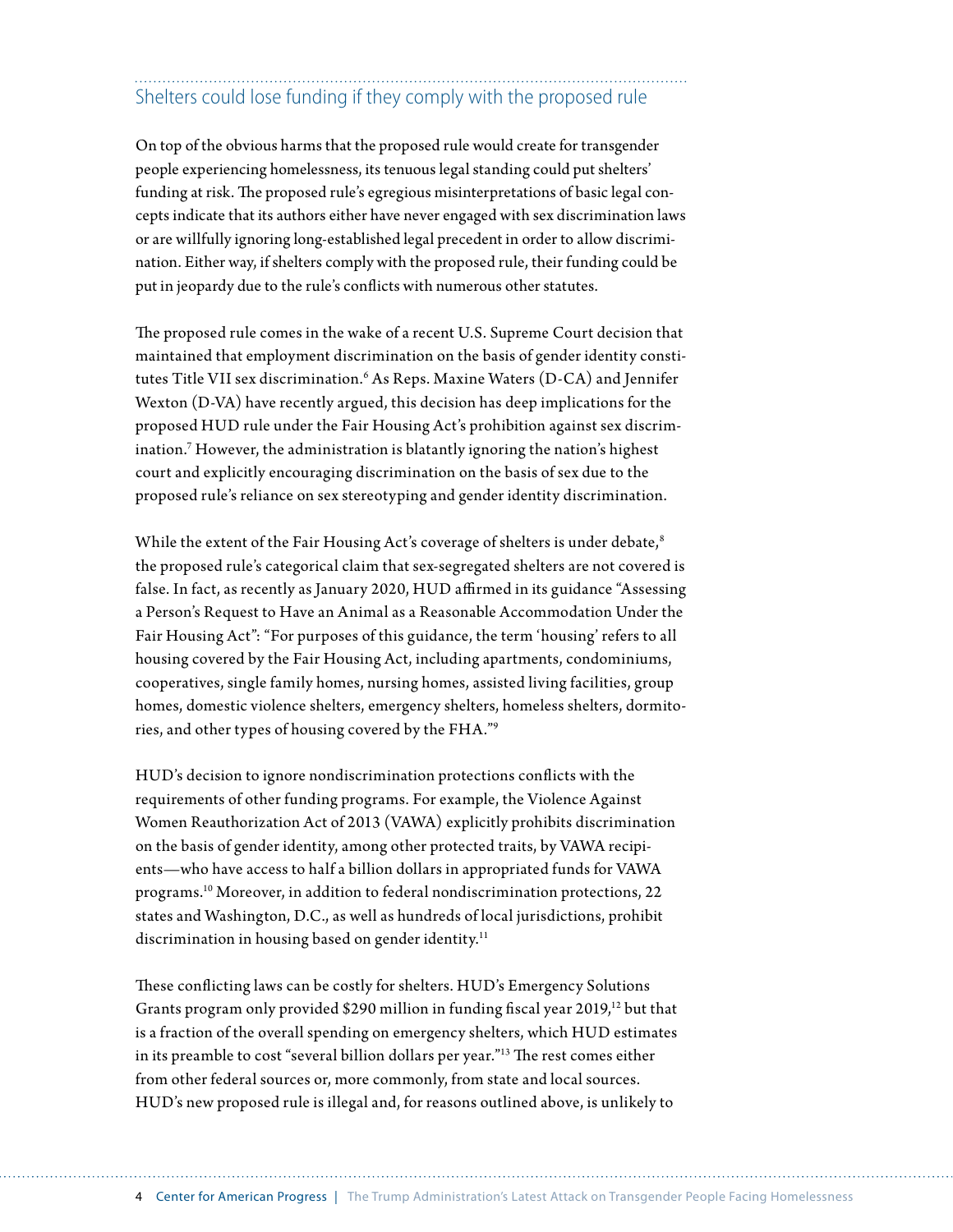## Shelters could lose funding if they comply with the proposed rule

On top of the obvious harms that the proposed rule would create for transgender people experiencing homelessness, its tenuous legal standing could put shelters' funding at risk. The proposed rule's egregious misinterpretations of basic legal concepts indicate that its authors either have never engaged with sex discrimination laws or are willfully ignoring long-established legal precedent in order to allow discrimination. Either way, if shelters comply with the proposed rule, their funding could be put in jeopardy due to the rule's conflicts with numerous other statutes.

The proposed rule comes in the wake of a recent U.S. Supreme Court decision that maintained that employment discrimination on the basis of gender identity constitutes Title VII sex discrimination.[6] As Reps. Maxine Waters (D-CA) and Jennifer Wexton (D-VA) have recently argued, this decision has deep implications for the proposed HUD rule under the Fair Housing Act's prohibition against sex discrimination.[7] However, the administration is blatantly ignoring the nation's highest court and explicitly encouraging discrimination on the basis of sex due to the proposed rule's reliance on sex stereotyping and gender identity discrimination.

While the extent of the Fair Housing Act's coverage of shelters is under debate,[8] the proposed rule's categorical claim that sex-segregated shelters are not covered is false. In fact, as recently as January 2020, HUD affirmed in its guidance "Assessing a Person's Request to Have an Animal as a Reasonable Accommodation Under the Fair Housing Act": "For purposes of this guidance, the term 'housing' refers to all housing covered by the Fair Housing Act, including apartments, condominiums, cooperatives, single family homes, nursing homes, assisted living facilities, group homes, domestic violence shelters, emergency shelters, homeless shelters, dormitories, and other types of housing covered by the FHA."[9]

HUD's decision to ignore nondiscrimination protections conflicts with the requirements of other funding programs. For example, the Violence Against Women Reauthorization Act of 2013 (VAWA) explicitly prohibits discrimination on the basis of gender identity, among other protected traits, by VAWA recipients—who have access to half a billion dollars in appropriated funds for VAWA programs.[10] Moreover, in addition to federal nondiscrimination protections, 22 states and Washington, D.C., as well as hundreds of local jurisdictions, prohibit discrimination in housing based on gender identity.[11]

These conflicting laws can be costly for shelters. HUD's Emergency Solutions Grants program only provided $290 million in funding fiscal year 2019,[12] but that is a fraction of the overall spending on emergency shelters, which HUD estimates in its preamble to cost "several billion dollars per year."[13] The rest comes either from other federal sources or, more commonly, from state and local sources. HUD's new proposed rule is illegal and, for reasons outlined above, is unlikely to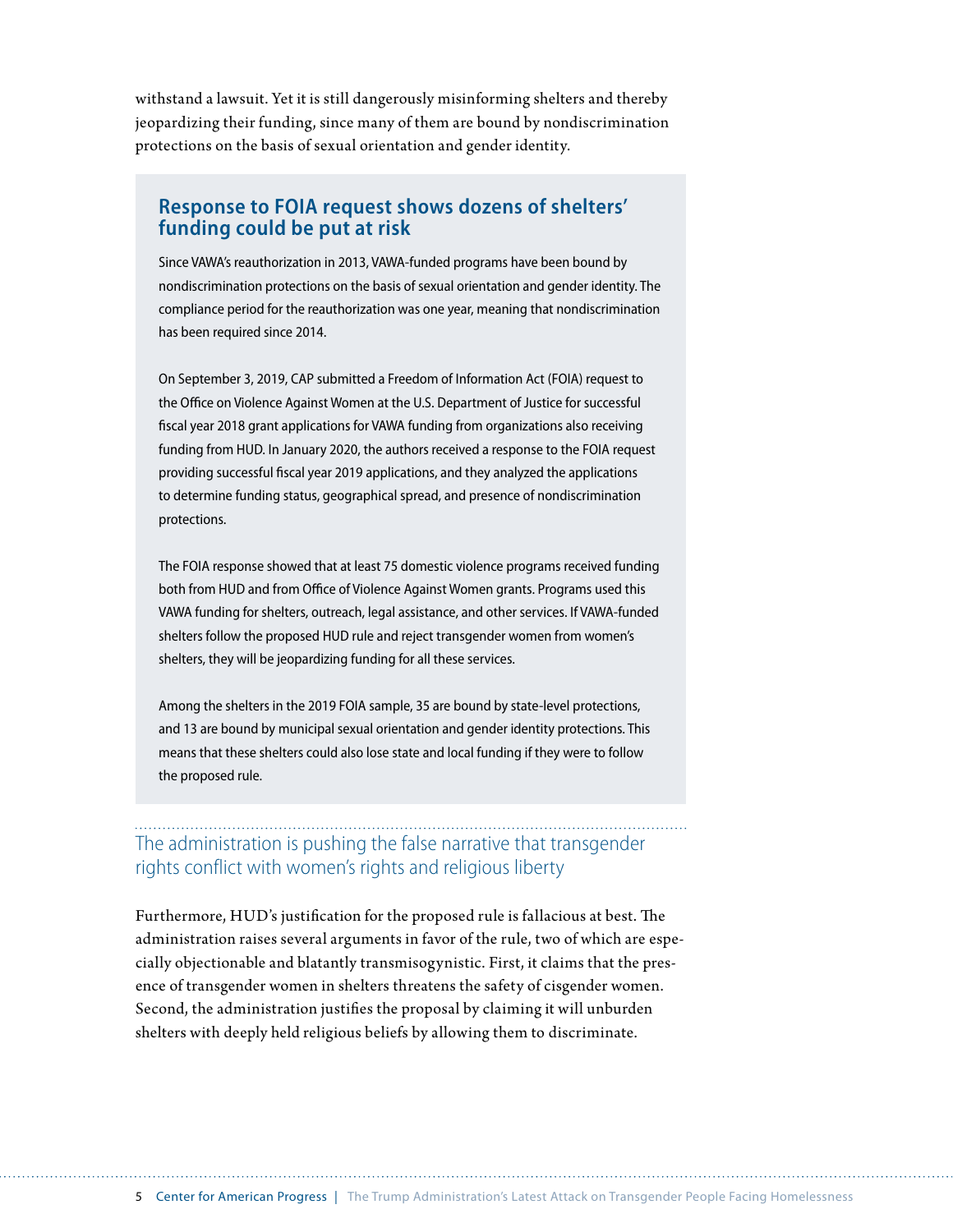withstand a lawsuit. Yet it is still dangerously misinforming shelters and thereby jeopardizing their funding, since many of them are bound by nondiscrimination protections on the basis of sexual orientation and gender identity.

### Response to FOIA request shows dozens of shelters' funding could be put at risk

Since VAWA's reauthorization in 2013, VAWA-funded programs have been bound by nondiscrimination protections on the basis of sexual orientation and gender identity. The compliance period for the reauthorization was one year, meaning that nondiscrimination has been required since 2014.

On September 3, 2019, CAP submitted a Freedom of Information Act (FOIA) request to the Office on Violence Against Women at the U.S. Department of Justice for successful fiscal year 2018 grant applications for VAWA funding from organizations also receiving funding from HUD. In January 2020, the authors received a response to the FOIA request providing successful fiscal year 2019 applications, and they analyzed the applications to determine funding status, geographical spread, and presence of nondiscrimination protections.

The FOIA response showed that at least 75 domestic violence programs received funding both from HUD and from Office of Violence Against Women grants. Programs used this VAWA funding for shelters, outreach, legal assistance, and other services. If VAWA-funded shelters follow the proposed HUD rule and reject transgender women from women's shelters, they will be jeopardizing funding for all these services.

Among the shelters in the 2019 FOIA sample, 35 are bound by state-level protections, and 13 are bound by municipal sexual orientation and gender identity protections. This means that these shelters could also lose state and local funding if they were to follow the proposed rule.

## The administration is pushing the false narrative that transgender rights conflict with women's rights and religious liberty

Furthermore, HUD's justification for the proposed rule is fallacious at best. The administration raises several arguments in favor of the rule, two of which are especially objectionable and blatantly transmisogynistic. First, it claims that the presence of transgender women in shelters threatens the safety of cisgender women. Second, the administration justifies the proposal by claiming it will unburden shelters with deeply held religious beliefs by allowing them to discriminate.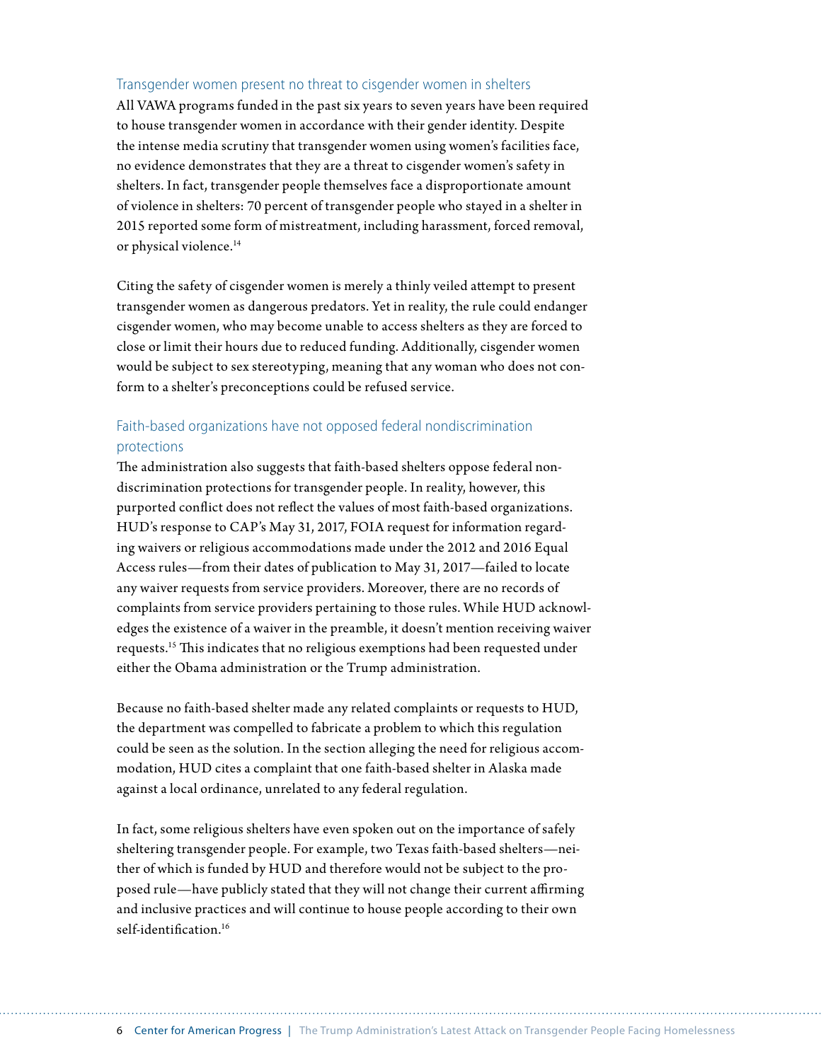### Transgender women present no threat to cisgender women in shelters

All VAWA programs funded in the past six years to seven years have been required to house transgender women in accordance with their gender identity. Despite the intense media scrutiny that transgender women using women's facilities face, no evidence demonstrates that they are a threat to cisgender women's safety in shelters. In fact, transgender people themselves face a disproportionate amount of violence in shelters: 70 percent of transgender people who stayed in a shelter in 2015 reported some form of mistreatment, including harassment, forced removal, or physical violence.[14]

Citing the safety of cisgender women is merely a thinly veiled attempt to present transgender women as dangerous predators. Yet in reality, the rule could endanger cisgender women, who may become unable to access shelters as they are forced to close or limit their hours due to reduced funding. Additionally, cisgender women would be subject to sex stereotyping, meaning that any woman who does not conform to a shelter's preconceptions could be refused service.

### Faith-based organizations have not opposed federal nondiscrimination protections

The administration also suggests that faith-based shelters oppose federal nondiscrimination protections for transgender people. In reality, however, this purported conflict does not reflect the values of most faith-based organizations. HUD's response to CAP's May 31, 2017, FOIA request for information regarding waivers or religious accommodations made under the 2012 and 2016 Equal Access rules—from their dates of publication to May 31, 2017—failed to locate any waiver requests from service providers. Moreover, there are no records of complaints from service providers pertaining to those rules. While HUD acknowledges the existence of a waiver in the preamble, it doesn't mention receiving waiver requests.[15] This indicates that no religious exemptions had been requested under either the Obama administration or the Trump administration.

Because no faith-based shelter made any related complaints or requests to HUD, the department was compelled to fabricate a problem to which this regulation could be seen as the solution. In the section alleging the need for religious accommodation, HUD cites a complaint that one faith-based shelter in Alaska made against a local ordinance, unrelated to any federal regulation.

In fact, some religious shelters have even spoken out on the importance of safely sheltering transgender people. For example, two Texas faith-based shelters—neither of which is funded by HUD and therefore would not be subject to the proposed rule—have publicly stated that they will not change their current affirming and inclusive practices and will continue to house people according to their own self-identification.[16]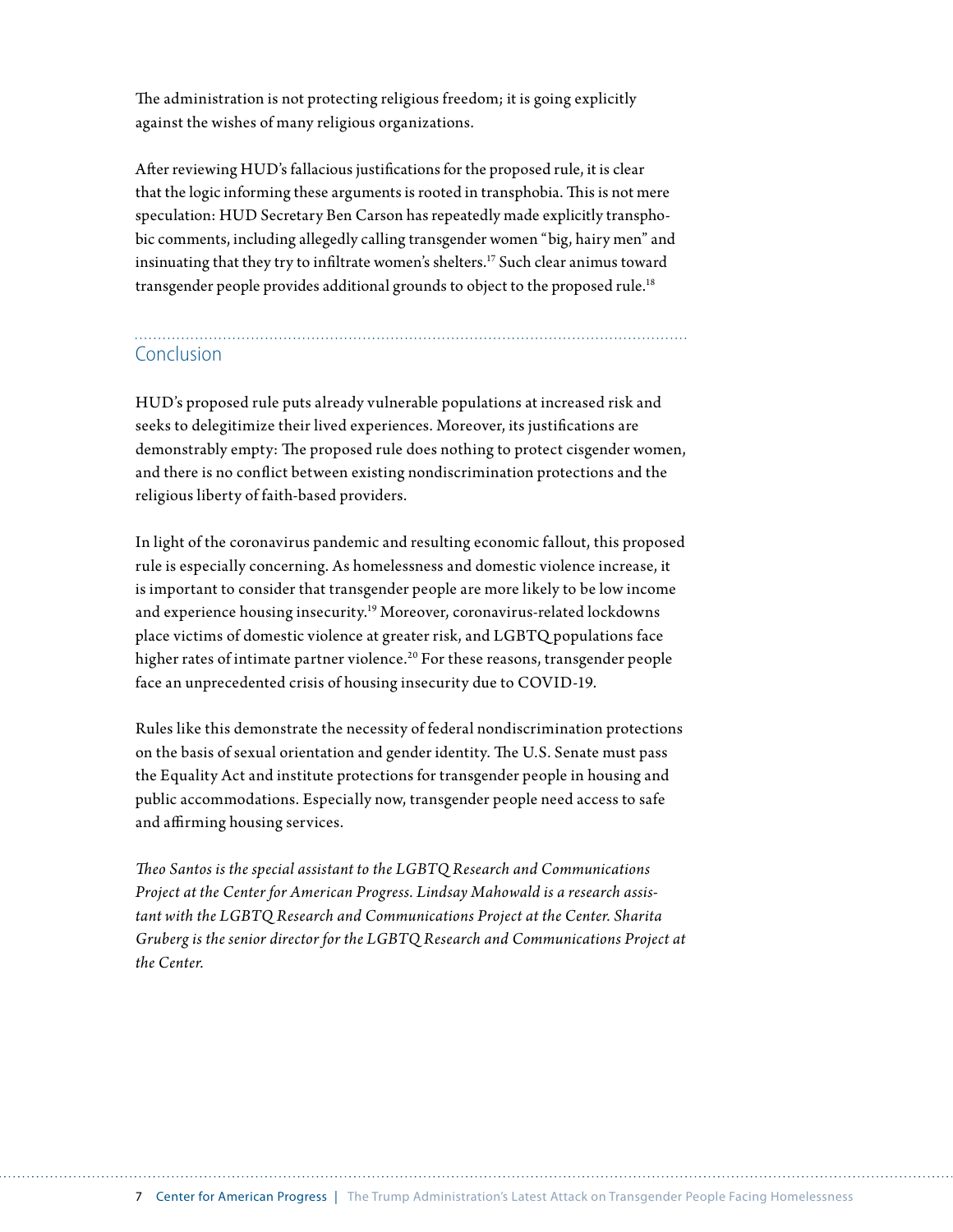The administration is not protecting religious freedom; it is going explicitly against the wishes of many religious organizations.

After reviewing HUD's fallacious justifications for the proposed rule, it is clear that the logic informing these arguments is rooted in transphobia. This is not mere speculation: HUD Secretary Ben Carson has repeatedly made explicitly transphobic comments, including allegedly calling transgender women "big, hairy men" and insinuating that they try to infiltrate women's shelters.[17] Such clear animus toward transgender people provides additional grounds to object to the proposed rule.[18]

## Conclusion

HUD's proposed rule puts already vulnerable populations at increased risk and seeks to delegitimize their lived experiences. Moreover, its justifications are demonstrably empty: The proposed rule does nothing to protect cisgender women, and there is no conflict between existing nondiscrimination protections and the religious liberty of faith-based providers.

In light of the coronavirus pandemic and resulting economic fallout, this proposed rule is especially concerning. As homelessness and domestic violence increase, it is important to consider that transgender people are more likely to be low income and experience housing insecurity.[19] Moreover, coronavirus-related lockdowns place victims of domestic violence at greater risk, and LGBTQ populations face higher rates of intimate partner violence.[20] For these reasons, transgender people face an unprecedented crisis of housing insecurity due to COVID-19.

Rules like this demonstrate the necessity of federal nondiscrimination protections on the basis of sexual orientation and gender identity. The U.S. Senate must pass the Equality Act and institute protections for transgender people in housing and public accommodations. Especially now, transgender people need access to safe and affirming housing services.

*Theo Santos is the special assistant to the LGBTQ Research and Communications Project at the Center for American Progress. Lindsay Mahowald is a research assistant with the LGBTQ Research and Communications Project at the Center. Sharita Gruberg is the senior director for the LGBTQ Research and Communications Project at the Center.*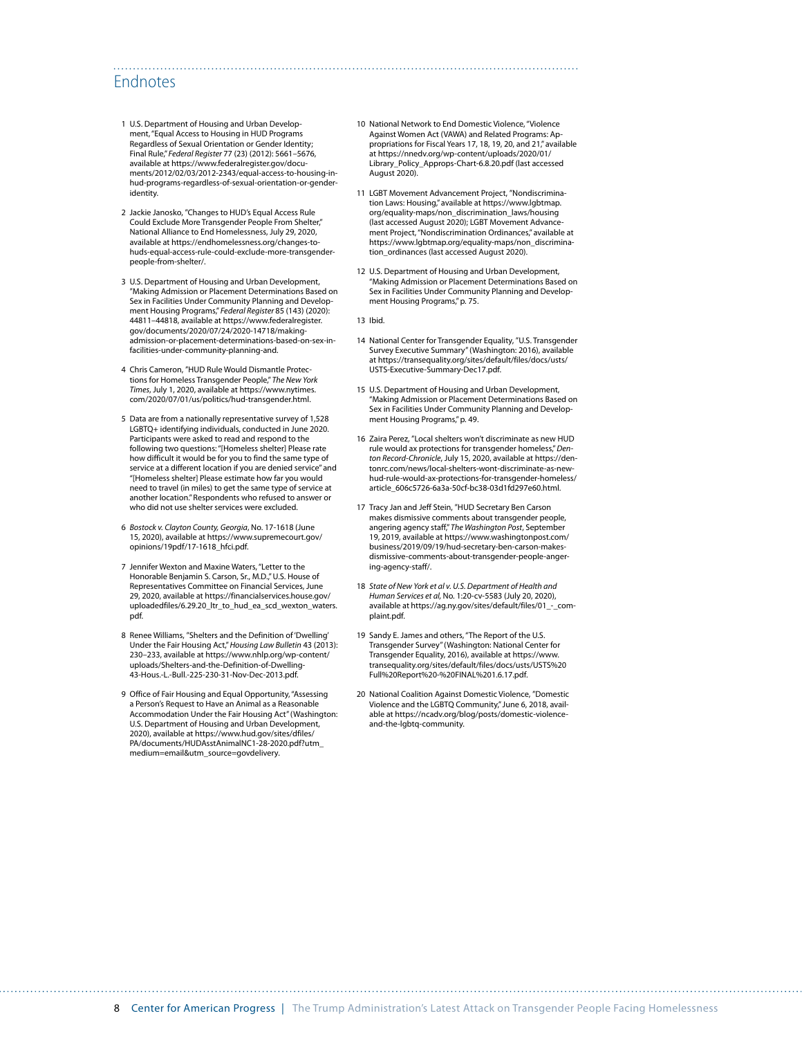## Endnotes

1 U.S. Department of Housing and Urban Development, "Equal Access to Housing in HUD Programs Regardless of Sexual Orientation or Gender Identity; Final Rule," *Federal Register* 77 (23) (2012): 5661–5676, available at https://www.federalregister.gov/documents/2012/02/03/2012-2343/equal-access-to-housing-in-hud-programs-regardless-of-sexual-orientation-or-gender-identity.

2 Jackie Janosko, "Changes to HUD's Equal Access Rule Could Exclude More Transgender People From Shelter," National Alliance to End Homelessness, July 29, 2020, available at https://endhomelessness.org/changes-to-huds-equal-access-rule-could-exclude-more-transgender-people-from-shelter/.

3 U.S. Department of Housing and Urban Development, "Making Admission or Placement Determinations Based on Sex in Facilities Under Community Planning and Development Housing Programs," *Federal Register* 85 (143) (2020): 44811–44818, available at https://www.federalregister.gov/documents/2020/07/24/2020-14718/making-admission-or-placement-determinations-based-on-sex-in-facilities-under-community-planning-and.

4 Chris Cameron, "HUD Rule Would Dismantle Protections for Homeless Transgender People," *The New York Times*, July 1, 2020, available at https://www.nytimes.com/2020/07/01/us/politics/hud-transgender.html.

5 Data are from a nationally representative survey of 1,528 LGBTQ+ identifying individuals, conducted in June 2020. Participants were asked to read and respond to the following two questions: "[Homeless shelter] Please rate how difficult it would be for you to find the same type of service at a different location if you are denied service" and "[Homeless shelter] Please estimate how far you would need to travel (in miles) to get the same type of service at another location." Respondents who refused to answer or who did not use shelter services were excluded.

6 *Bostock v. Clayton County, Georgia*, No. 17-1618 (June 15, 2020), available at https://www.supremecourt.gov/opinions/19pdf/17-1618_hfci.pdf.

7 Jennifer Wexton and Maxine Waters, "Letter to the Honorable Benjamin S. Carson, Sr., M.D.," U.S. House of Representatives Committee on Financial Services, June 29, 2020, available at https://financialservices.house.gov/uploadedfiles/6.29.20_ltr_to_hud_ea_scd_wexton_waters.pdf.

8 Renee Williams, "Shelters and the Definition of 'Dwelling' Under the Fair Housing Act," *Housing Law Bulletin* 43 (2013): 230–233, available at https://www.nhlp.org/wp-content/uploads/Shelters-and-the-Definition-of-Dwelling-43-Hous.-L.-Bull.-225-230-31-Nov-Dec-2013.pdf.

9 Office of Fair Housing and Equal Opportunity, "Assessing a Person's Request to Have an Animal as a Reasonable Accommodation Under the Fair Housing Act" (Washington: U.S. Department of Housing and Urban Development, 2020), available at https://www.hud.gov/sites/dfiles/PA/documents/HUDAsstAnimalNC1-28-2020.pdf?utm_medium=email&utm_source=govdelivery.

10 National Network to End Domestic Violence, "Violence Against Women Act (VAWA) and Related Programs: Appropriations for Fiscal Years 17, 18, 19, 20, and 21," available at https://nnedv.org/wp-content/uploads/2020/01/Library_Policy_Approps-Chart-6.8.20.pdf (last accessed August 2020).

11 LGBT Movement Advancement Project, "Nondiscrimination Laws: Housing," available at https://www.lgbtmap.org/equality-maps/non_discrimination_laws/housing (last accessed August 2020); LGBT Movement Advancement Project, "Nondiscrimination Ordinances," available at https://www.lgbtmap.org/equality-maps/non_discrimination_ordinances (last accessed August 2020).

12 U.S. Department of Housing and Urban Development, "Making Admission or Placement Determinations Based on Sex in Facilities Under Community Planning and Development Housing Programs," p. 75.

13 Ibid.

14 National Center for Transgender Equality, "U.S. Transgender Survey Executive Summary" (Washington: 2016), available at https://transequality.org/sites/default/files/docs/usts/USTS-Executive-Summary-Dec17.pdf.

15 U.S. Department of Housing and Urban Development, "Making Admission or Placement Determinations Based on Sex in Facilities Under Community Planning and Development Housing Programs," p. 49.

16 Zaira Perez, "Local shelters won't discriminate as new HUD rule would ax protections for transgender homeless," *Denton Record-Chronicle*, July 15, 2020, available at https://dentonrc.com/news/local-shelters-wont-discriminate-as-new-hud-rule-would-ax-protections-for-transgender-homeless/article_606c5726-6a3a-50cf-bc38-03d1fd297e60.html.

17 Tracy Jan and Jeff Stein, "HUD Secretary Ben Carson makes dismissive comments about transgender people, angering agency staff," *The Washington Post*, September 19, 2019, available at https://www.washingtonpost.com/business/2019/09/19/hud-secretary-ben-carson-makes-dismissive-comments-about-transgender-people-angering-agency-staff/.

18 *State of New York et al v. U.S. Department of Health and Human Services et al*, No. 1:20-cv-5583 (July 20, 2020), available at https://ag.ny.gov/sites/default/files/01_-_complaint.pdf.

19 Sandy E. James and others, "The Report of the U.S. Transgender Survey" (Washington: National Center for Transgender Equality, 2016), available at https://www.transequality.org/sites/default/files/docs/usts/USTS%20Full%20Report%20-%20FINAL%201.6.17.pdf.

20 National Coalition Against Domestic Violence, "Domestic Violence and the LGBTQ Community," June 6, 2018, available at https://ncadv.org/blog/posts/domestic-violence-and-the-lgbtq-community.